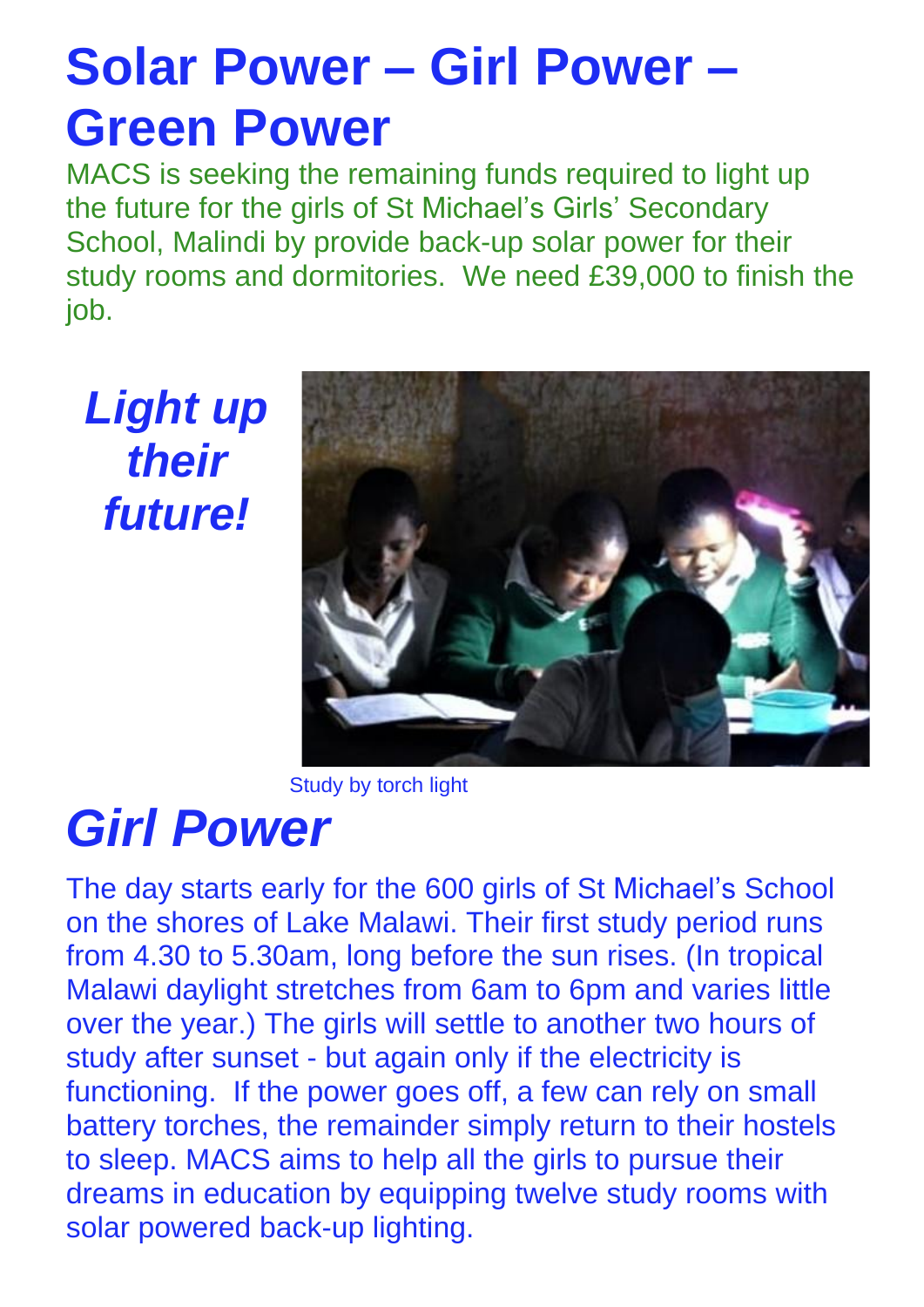# Solar Power – Girl Power – Green Power

MACS is seeking the remaining funds required to light up the future for the girls of St Michael's Girls' Secondary School, Malindi by provide back-up solar power for their study rooms and dormitories. We need £39,000 to finish the job.

***Light up their future!***

Study by torch light

## *Girl Power*

The day starts early for the 600 girls of St Michael's School on the shores of Lake Malawi. Their first study period runs from 4.30 to 5.30am, long before the sun rises. (In tropical Malawi daylight stretches from 6am to 6pm and varies little over the year.) The girls will settle to another two hours of study after sunset - but again only if the electricity is functioning. If the power goes off, a few can rely on small battery torches, the remainder simply return to their hostels to sleep. MACS aims to help all the girls to pursue their dreams in education by equipping twelve study rooms with solar powered back-up lighting.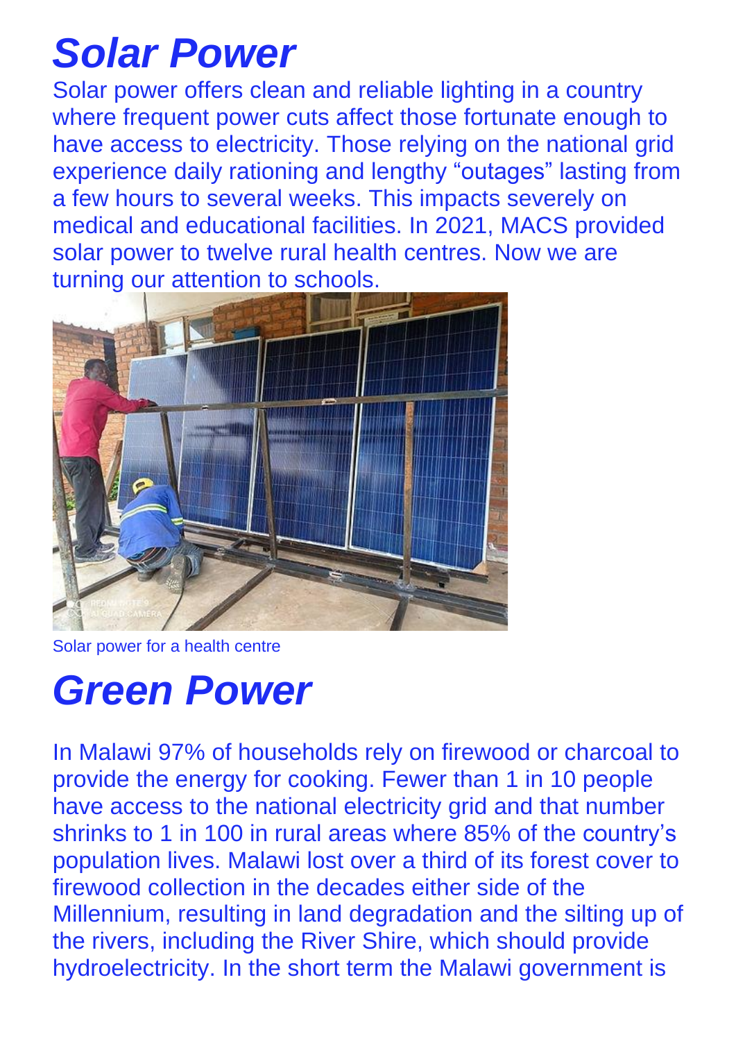# *Solar Power*

Solar power offers clean and reliable lighting in a country where frequent power cuts affect those fortunate enough to have access to electricity. Those relying on the national grid experience daily rationing and lengthy “outages” lasting from a few hours to several weeks. This impacts severely on medical and educational facilities. In 2021, MACS provided solar power to twelve rural health centres. Now we are turning our attention to schools.

Solar power for a health centre

# *Green Power*

In Malawi 97% of households rely on firewood or charcoal to provide the energy for cooking. Fewer than 1 in 10 people have access to the national electricity grid and that number shrinks to 1 in 100 in rural areas where 85% of the country’s population lives. Malawi lost over a third of its forest cover to firewood collection in the decades either side of the Millennium, resulting in land degradation and the silting up of the rivers, including the River Shire, which should provide hydroelectricity. In the short term the Malawi government is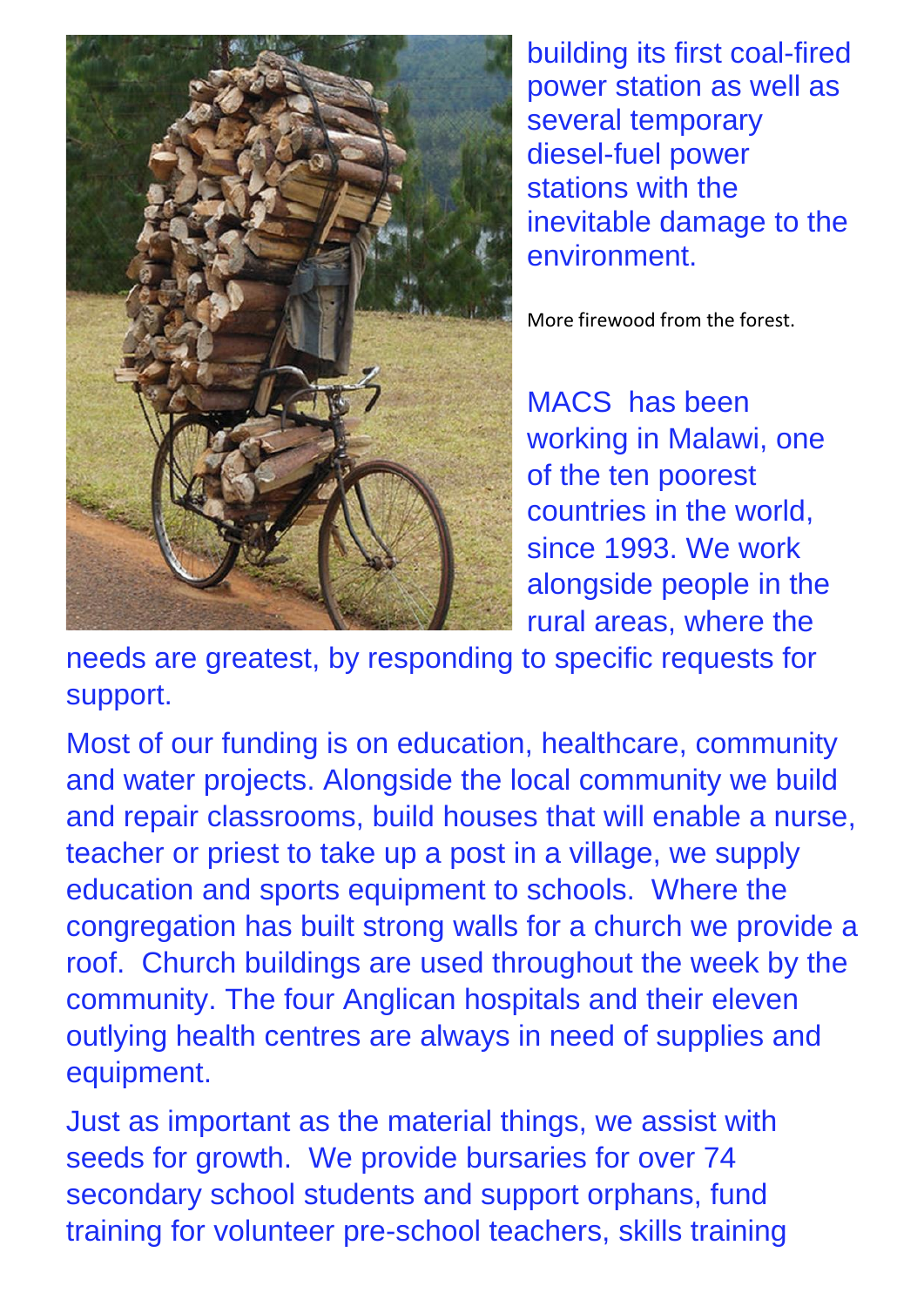building its first coal-fired power station as well as several temporary diesel-fuel power stations with the inevitable damage to the environment.

More firewood from the forest.

MACS has been working in Malawi, one of the ten poorest countries in the world, since 1993. We work alongside people in the rural areas, where the needs are greatest, by responding to specific requests for support.

Most of our funding is on education, healthcare, community and water projects. Alongside the local community we build and repair classrooms, build houses that will enable a nurse, teacher or priest to take up a post in a village, we supply education and sports equipment to schools. Where the congregation has built strong walls for a church we provide a roof. Church buildings are used throughout the week by the community. The four Anglican hospitals and their eleven outlying health centres are always in need of supplies and equipment.

Just as important as the material things, we assist with seeds for growth. We provide bursaries for over 74 secondary school students and support orphans, fund training for volunteer pre-school teachers, skills training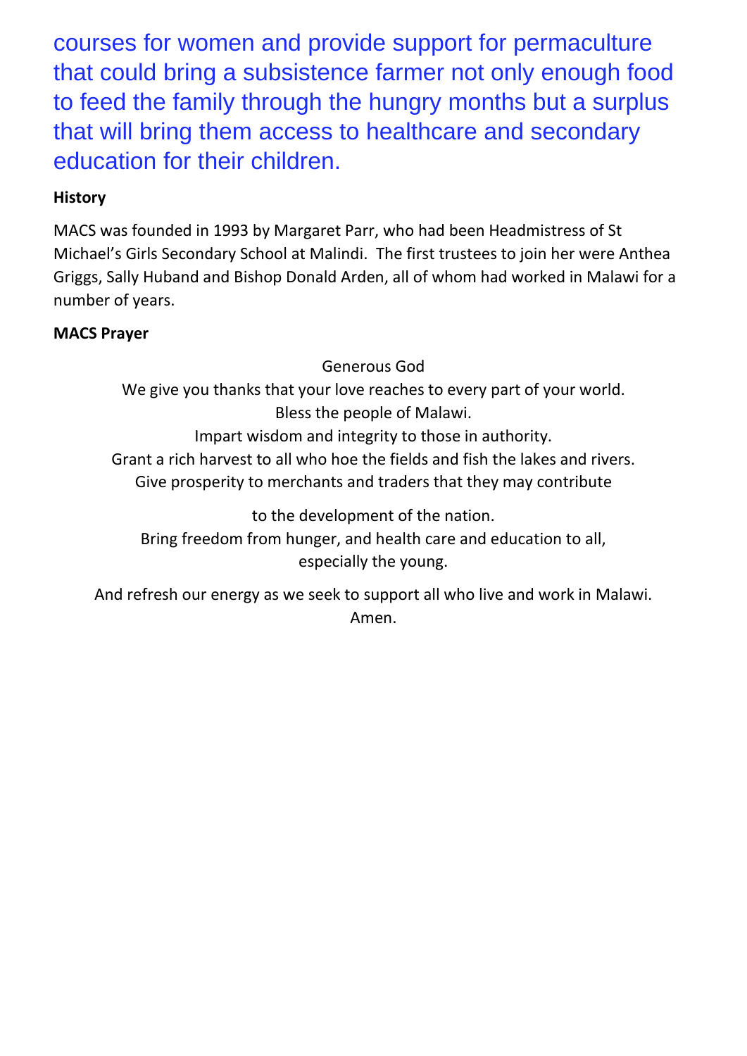courses for women and provide support for permaculture that could bring a subsistence farmer not only enough food to feed the family through the hungry months but a surplus that will bring them access to healthcare and secondary education for their children.

**History**

MACS was founded in 1993 by Margaret Parr, who had been Headmistress of St Michael's Girls Secondary School at Malindi. The first trustees to join her were Anthea Griggs, Sally Huband and Bishop Donald Arden, all of whom had worked in Malawi for a number of years.

**MACS Prayer**

Generous God
We give you thanks that your love reaches to every part of your world.
Bless the people of Malawi.
Impart wisdom and integrity to those in authority.
Grant a rich harvest to all who hoe the fields and fish the lakes and rivers.
Give prosperity to merchants and traders that they may contribute
to the development of the nation.
Bring freedom from hunger, and health care and education to all,
especially the young.

And refresh our energy as we seek to support all who live and work in Malawi.
Amen.